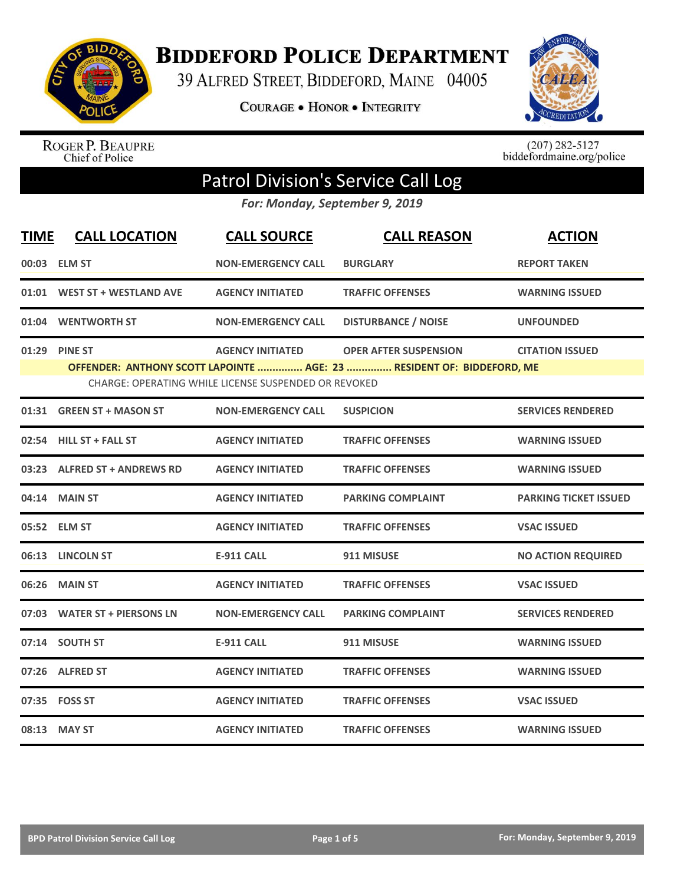# Biddeford Police Department

39 Alfred Street, Biddeford, Maine 04005

Courage • Honor • Integrity

Roger P. Beaupre
Chief of Police

(207) 282-5127
biddefordmaine.org/police

## Patrol Division's Service Call Log

*For: Monday, September 9, 2019*

| TIME | CALL LOCATION | CALL SOURCE | CALL REASON | ACTION |
|---|---|---|---|---|
| 00:03 | ELM ST | NON-EMERGENCY CALL | BURGLARY | REPORT TAKEN |
| 01:01 | WEST ST + WESTLAND AVE | AGENCY INITIATED | TRAFFIC OFFENSES | WARNING ISSUED |
| 01:04 | WENTWORTH ST | NON-EMERGENCY CALL | DISTURBANCE / NOISE | UNFOUNDED |
| 01:29 | PINE ST | AGENCY INITIATED | OPER AFTER SUSPENSION | CITATION ISSUED |

**OFFENDER: ANTHONY SCOTT LAPOINTE ............... AGE: 23 ............... RESIDENT OF: BIDDEFORD, ME**

CHARGE: OPERATING WHILE LICENSE SUSPENDED OR REVOKED

| TIME | CALL LOCATION | CALL SOURCE | CALL REASON | ACTION |
|---|---|---|---|---|
| 01:31 | GREEN ST + MASON ST | NON-EMERGENCY CALL | SUSPICION | SERVICES RENDERED |
| 02:54 | HILL ST + FALL ST | AGENCY INITIATED | TRAFFIC OFFENSES | WARNING ISSUED |
| 03:23 | ALFRED ST + ANDREWS RD | AGENCY INITIATED | TRAFFIC OFFENSES | WARNING ISSUED |
| 04:14 | MAIN ST | AGENCY INITIATED | PARKING COMPLAINT | PARKING TICKET ISSUED |
| 05:52 | ELM ST | AGENCY INITIATED | TRAFFIC OFFENSES | VSAC ISSUED |
| 06:13 | LINCOLN ST | E-911 CALL | 911 MISUSE | NO ACTION REQUIRED |
| 06:26 | MAIN ST | AGENCY INITIATED | TRAFFIC OFFENSES | VSAC ISSUED |
| 07:03 | WATER ST + PIERSONS LN | NON-EMERGENCY CALL | PARKING COMPLAINT | SERVICES RENDERED |
| 07:14 | SOUTH ST | E-911 CALL | 911 MISUSE | WARNING ISSUED |
| 07:26 | ALFRED ST | AGENCY INITIATED | TRAFFIC OFFENSES | WARNING ISSUED |
| 07:35 | FOSS ST | AGENCY INITIATED | TRAFFIC OFFENSES | VSAC ISSUED |
| 08:13 | MAY ST | AGENCY INITIATED | TRAFFIC OFFENSES | WARNING ISSUED |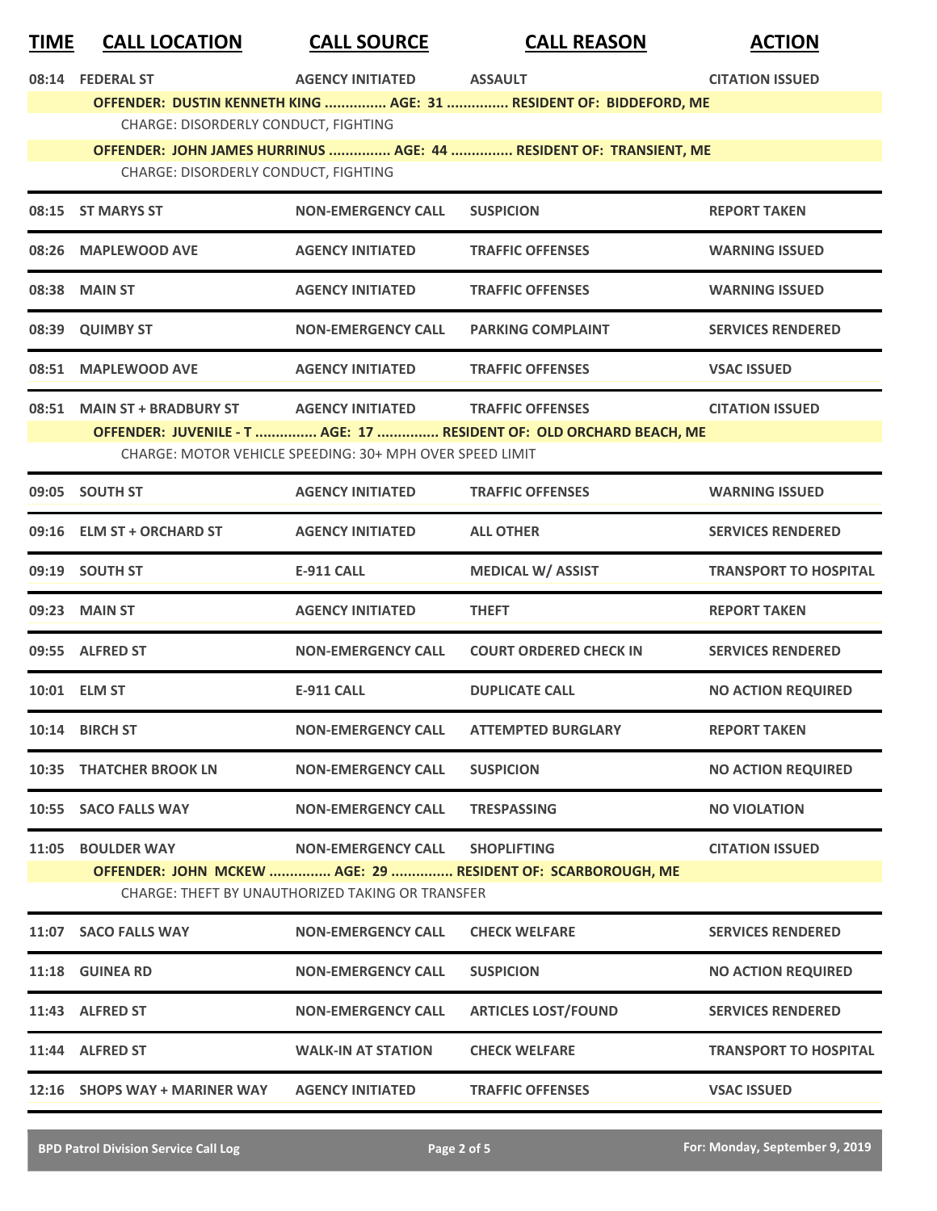| TIME | CALL LOCATION | CALL SOURCE | CALL REASON | ACTION |
|---|---|---|---|---|
| 08:14 | FEDERAL ST | AGENCY INITIATED | ASSAULT | CITATION ISSUED |
| | OFFENDER: DUSTIN KENNETH KING ............... AGE: 31 ............... RESIDENT OF: BIDDEFORD, ME | | | |
| | CHARGE: DISORDERLY CONDUCT, FIGHTING | | | |
| | OFFENDER: JOHN JAMES HURRINUS ............... AGE: 44 ............... RESIDENT OF: TRANSIENT, ME | | | |
| | CHARGE: DISORDERLY CONDUCT, FIGHTING | | | |
| 08:15 | ST MARYS ST | NON-EMERGENCY CALL | SUSPICION | REPORT TAKEN |
| 08:26 | MAPLEWOOD AVE | AGENCY INITIATED | TRAFFIC OFFENSES | WARNING ISSUED |
| 08:38 | MAIN ST | AGENCY INITIATED | TRAFFIC OFFENSES | WARNING ISSUED |
| 08:39 | QUIMBY ST | NON-EMERGENCY CALL | PARKING COMPLAINT | SERVICES RENDERED |
| 08:51 | MAPLEWOOD AVE | AGENCY INITIATED | TRAFFIC OFFENSES | VSAC ISSUED |
| 08:51 | MAIN ST + BRADBURY ST | AGENCY INITIATED | TRAFFIC OFFENSES | CITATION ISSUED |
| | OFFENDER: JUVENILE - T ............... AGE: 17 ............... RESIDENT OF: OLD ORCHARD BEACH, ME | | | |
| | CHARGE: MOTOR VEHICLE SPEEDING: 30+ MPH OVER SPEED LIMIT | | | |
| 09:05 | SOUTH ST | AGENCY INITIATED | TRAFFIC OFFENSES | WARNING ISSUED |
| 09:16 | ELM ST + ORCHARD ST | AGENCY INITIATED | ALL OTHER | SERVICES RENDERED |
| 09:19 | SOUTH ST | E-911 CALL | MEDICAL W/ ASSIST | TRANSPORT TO HOSPITAL |
| 09:23 | MAIN ST | AGENCY INITIATED | THEFT | REPORT TAKEN |
| 09:55 | ALFRED ST | NON-EMERGENCY CALL | COURT ORDERED CHECK IN | SERVICES RENDERED |
| 10:01 | ELM ST | E-911 CALL | DUPLICATE CALL | NO ACTION REQUIRED |
| 10:14 | BIRCH ST | NON-EMERGENCY CALL | ATTEMPTED BURGLARY | REPORT TAKEN |
| 10:35 | THATCHER BROOK LN | NON-EMERGENCY CALL | SUSPICION | NO ACTION REQUIRED |
| 10:55 | SACO FALLS WAY | NON-EMERGENCY CALL | TRESPASSING | NO VIOLATION |
| 11:05 | BOULDER WAY | NON-EMERGENCY CALL | SHOPLIFTING | CITATION ISSUED |
| | OFFENDER: JOHN MCKEW ............... AGE: 29 ............... RESIDENT OF: SCARBOROUGH, ME | | | |
| | CHARGE: THEFT BY UNAUTHORIZED TAKING OR TRANSFER | | | |
| 11:07 | SACO FALLS WAY | NON-EMERGENCY CALL | CHECK WELFARE | SERVICES RENDERED |
| 11:18 | GUINEA RD | NON-EMERGENCY CALL | SUSPICION | NO ACTION REQUIRED |
| 11:43 | ALFRED ST | NON-EMERGENCY CALL | ARTICLES LOST/FOUND | SERVICES RENDERED |
| 11:44 | ALFRED ST | WALK-IN AT STATION | CHECK WELFARE | TRANSPORT TO HOSPITAL |
| 12:16 | SHOPS WAY + MARINER WAY | AGENCY INITIATED | TRAFFIC OFFENSES | VSAC ISSUED |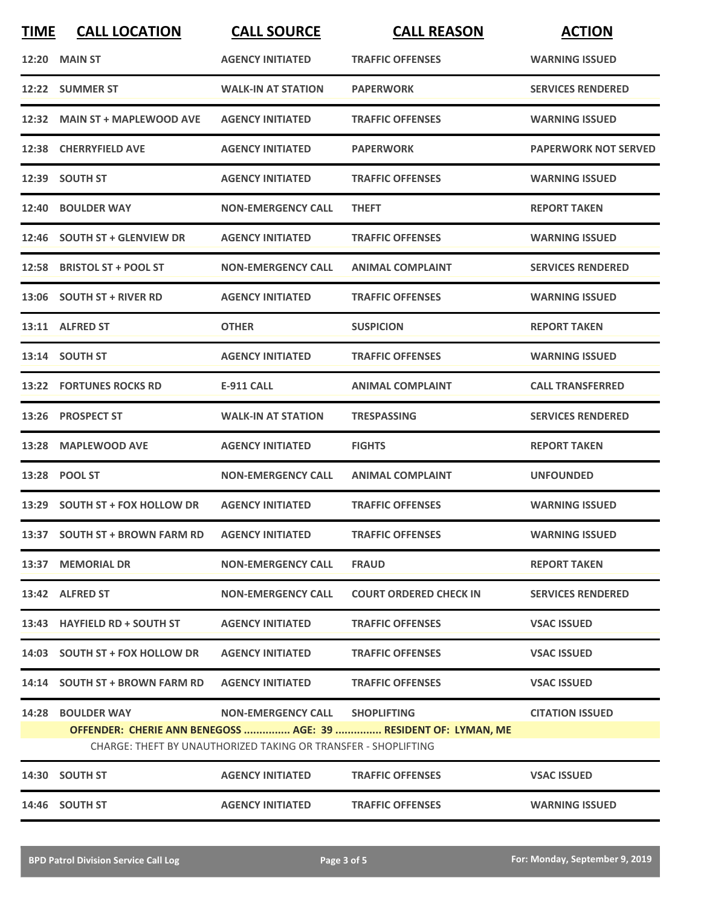| TIME | CALL LOCATION | CALL SOURCE | CALL REASON | ACTION |
|---|---|---|---|---|
| 12:20 | MAIN ST | AGENCY INITIATED | TRAFFIC OFFENSES | WARNING ISSUED |
| 12:22 | SUMMER ST | WALK-IN AT STATION | PAPERWORK | SERVICES RENDERED |
| 12:32 | MAIN ST + MAPLEWOOD AVE | AGENCY INITIATED | TRAFFIC OFFENSES | WARNING ISSUED |
| 12:38 | CHERRYFIELD AVE | AGENCY INITIATED | PAPERWORK | PAPERWORK NOT SERVED |
| 12:39 | SOUTH ST | AGENCY INITIATED | TRAFFIC OFFENSES | WARNING ISSUED |
| 12:40 | BOULDER WAY | NON-EMERGENCY CALL | THEFT | REPORT TAKEN |
| 12:46 | SOUTH ST + GLENVIEW DR | AGENCY INITIATED | TRAFFIC OFFENSES | WARNING ISSUED |
| 12:58 | BRISTOL ST + POOL ST | NON-EMERGENCY CALL | ANIMAL COMPLAINT | SERVICES RENDERED |
| 13:06 | SOUTH ST + RIVER RD | AGENCY INITIATED | TRAFFIC OFFENSES | WARNING ISSUED |
| 13:11 | ALFRED ST | OTHER | SUSPICION | REPORT TAKEN |
| 13:14 | SOUTH ST | AGENCY INITIATED | TRAFFIC OFFENSES | WARNING ISSUED |
| 13:22 | FORTUNES ROCKS RD | E-911 CALL | ANIMAL COMPLAINT | CALL TRANSFERRED |
| 13:26 | PROSPECT ST | WALK-IN AT STATION | TRESPASSING | SERVICES RENDERED |
| 13:28 | MAPLEWOOD AVE | AGENCY INITIATED | FIGHTS | REPORT TAKEN |
| 13:28 | POOL ST | NON-EMERGENCY CALL | ANIMAL COMPLAINT | UNFOUNDED |
| 13:29 | SOUTH ST + FOX HOLLOW DR | AGENCY INITIATED | TRAFFIC OFFENSES | WARNING ISSUED |
| 13:37 | SOUTH ST + BROWN FARM RD | AGENCY INITIATED | TRAFFIC OFFENSES | WARNING ISSUED |
| 13:37 | MEMORIAL DR | NON-EMERGENCY CALL | FRAUD | REPORT TAKEN |
| 13:42 | ALFRED ST | NON-EMERGENCY CALL | COURT ORDERED CHECK IN | SERVICES RENDERED |
| 13:43 | HAYFIELD RD + SOUTH ST | AGENCY INITIATED | TRAFFIC OFFENSES | VSAC ISSUED |
| 14:03 | SOUTH ST + FOX HOLLOW DR | AGENCY INITIATED | TRAFFIC OFFENSES | VSAC ISSUED |
| 14:14 | SOUTH ST + BROWN FARM RD | AGENCY INITIATED | TRAFFIC OFFENSES | VSAC ISSUED |
| 14:28 | BOULDER WAY | NON-EMERGENCY CALL | SHOPLIFTING | CITATION ISSUED |
| | OFFENDER: CHERIE ANN BENEGOSS ............... AGE: 39 ............... RESIDENT OF: LYMAN, ME | | | |
| | CHARGE: THEFT BY UNAUTHORIZED TAKING OR TRANSFER - SHOPLIFTING | | | |
| 14:30 | SOUTH ST | AGENCY INITIATED | TRAFFIC OFFENSES | VSAC ISSUED |
| 14:46 | SOUTH ST | AGENCY INITIATED | TRAFFIC OFFENSES | WARNING ISSUED |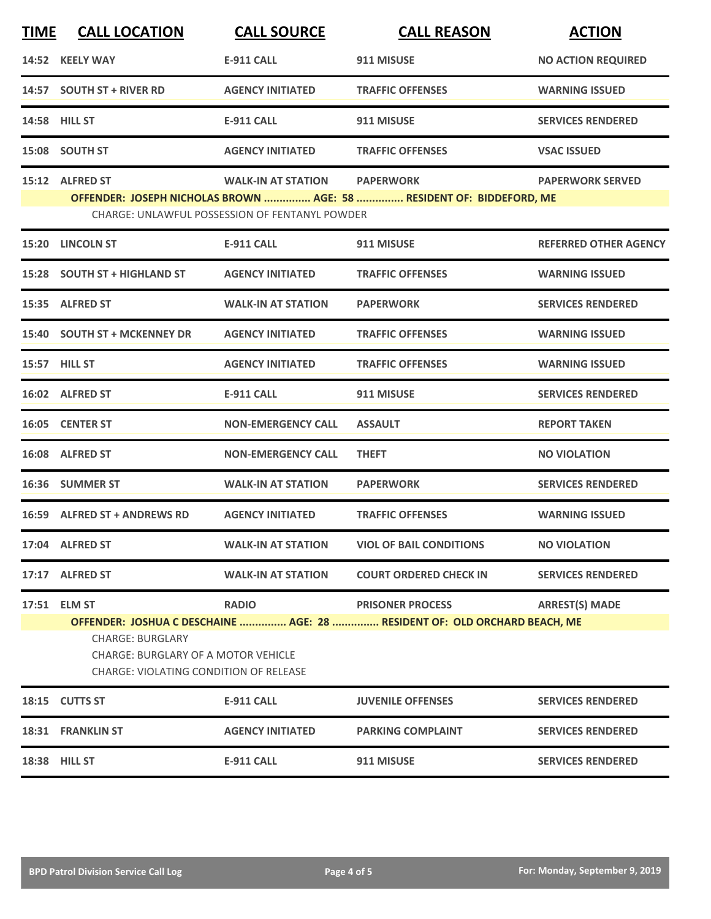| TIME | CALL LOCATION | CALL SOURCE | CALL REASON | ACTION |
|---|---|---|---|---|
| 14:52 | KEELY WAY | E-911 CALL | 911 MISUSE | NO ACTION REQUIRED |
| 14:57 | SOUTH ST + RIVER RD | AGENCY INITIATED | TRAFFIC OFFENSES | WARNING ISSUED |
| 14:58 | HILL ST | E-911 CALL | 911 MISUSE | SERVICES RENDERED |
| 15:08 | SOUTH ST | AGENCY INITIATED | TRAFFIC OFFENSES | VSAC ISSUED |
| 15:12 | ALFRED ST | WALK-IN AT STATION | PAPERWORK | PAPERWORK SERVED |
| | **OFFENDER: JOSEPH NICHOLAS BROWN ............... AGE: 58 ............... RESIDENT OF: BIDDEFORD, ME** | | | |
| | CHARGE: UNLAWFUL POSSESSION OF FENTANYL POWDER | | | |
| 15:20 | LINCOLN ST | E-911 CALL | 911 MISUSE | REFERRED OTHER AGENCY |
| 15:28 | SOUTH ST + HIGHLAND ST | AGENCY INITIATED | TRAFFIC OFFENSES | WARNING ISSUED |
| 15:35 | ALFRED ST | WALK-IN AT STATION | PAPERWORK | SERVICES RENDERED |
| 15:40 | SOUTH ST + MCKENNEY DR | AGENCY INITIATED | TRAFFIC OFFENSES | WARNING ISSUED |
| 15:57 | HILL ST | AGENCY INITIATED | TRAFFIC OFFENSES | WARNING ISSUED |
| 16:02 | ALFRED ST | E-911 CALL | 911 MISUSE | SERVICES RENDERED |
| 16:05 | CENTER ST | NON-EMERGENCY CALL | ASSAULT | REPORT TAKEN |
| 16:08 | ALFRED ST | NON-EMERGENCY CALL | THEFT | NO VIOLATION |
| 16:36 | SUMMER ST | WALK-IN AT STATION | PAPERWORK | SERVICES RENDERED |
| 16:59 | ALFRED ST + ANDREWS RD | AGENCY INITIATED | TRAFFIC OFFENSES | WARNING ISSUED |
| 17:04 | ALFRED ST | WALK-IN AT STATION | VIOL OF BAIL CONDITIONS | NO VIOLATION |
| 17:17 | ALFRED ST | WALK-IN AT STATION | COURT ORDERED CHECK IN | SERVICES RENDERED |
| 17:51 | ELM ST | RADIO | PRISONER PROCESS | ARREST(S) MADE |
| | **OFFENDER: JOSHUA C DESCHAINE ............... AGE: 28 ............... RESIDENT OF: OLD ORCHARD BEACH, ME** | | | |
| | CHARGE: BURGLARY<br>CHARGE: BURGLARY OF A MOTOR VEHICLE<br>CHARGE: VIOLATING CONDITION OF RELEASE | | | |
| 18:15 | CUTTS ST | E-911 CALL | JUVENILE OFFENSES | SERVICES RENDERED |
| 18:31 | FRANKLIN ST | AGENCY INITIATED | PARKING COMPLAINT | SERVICES RENDERED |
| 18:38 | HILL ST | E-911 CALL | 911 MISUSE | SERVICES RENDERED |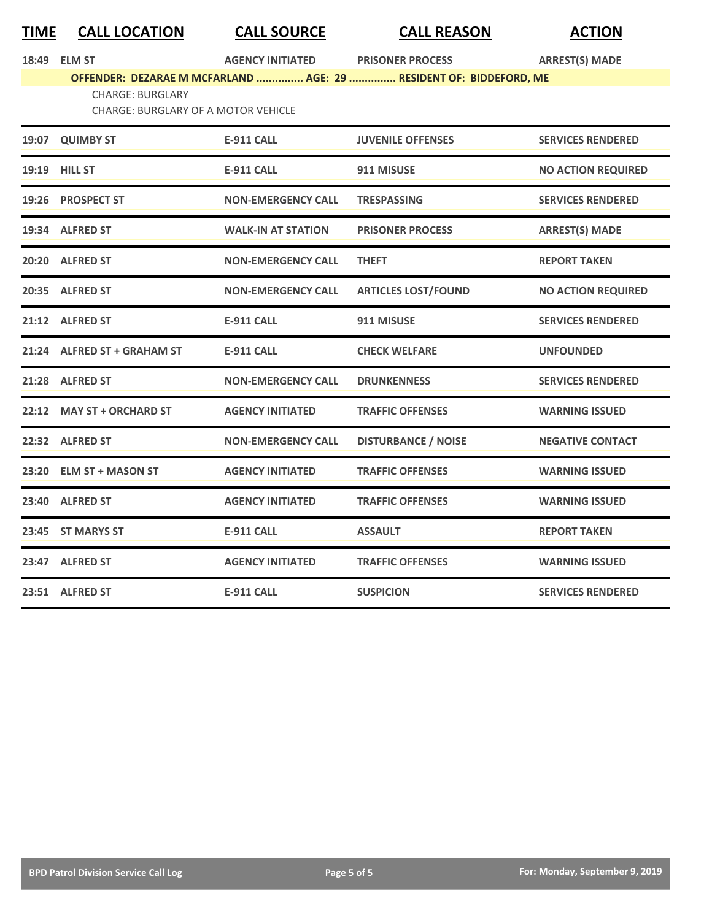| TIME | CALL LOCATION | CALL SOURCE | CALL REASON | ACTION |
|---|---|---|---|---|
| 18:49 | ELM ST | AGENCY INITIATED | PRISONER PROCESS | ARREST(S) MADE |
| | OFFENDER: DEZARAE M MCFARLAND ............... AGE: 29 ............... RESIDENT OF: BIDDEFORD, ME | | | |
| | CHARGE: BURGLARY | | | |
| | CHARGE: BURGLARY OF A MOTOR VEHICLE | | | |
| 19:07 | QUIMBY ST | E-911 CALL | JUVENILE OFFENSES | SERVICES RENDERED |
| 19:19 | HILL ST | E-911 CALL | 911 MISUSE | NO ACTION REQUIRED |
| 19:26 | PROSPECT ST | NON-EMERGENCY CALL | TRESPASSING | SERVICES RENDERED |
| 19:34 | ALFRED ST | WALK-IN AT STATION | PRISONER PROCESS | ARREST(S) MADE |
| 20:20 | ALFRED ST | NON-EMERGENCY CALL | THEFT | REPORT TAKEN |
| 20:35 | ALFRED ST | NON-EMERGENCY CALL | ARTICLES LOST/FOUND | NO ACTION REQUIRED |
| 21:12 | ALFRED ST | E-911 CALL | 911 MISUSE | SERVICES RENDERED |
| 21:24 | ALFRED ST + GRAHAM ST | E-911 CALL | CHECK WELFARE | UNFOUNDED |
| 21:28 | ALFRED ST | NON-EMERGENCY CALL | DRUNKENNESS | SERVICES RENDERED |
| 22:12 | MAY ST + ORCHARD ST | AGENCY INITIATED | TRAFFIC OFFENSES | WARNING ISSUED |
| 22:32 | ALFRED ST | NON-EMERGENCY CALL | DISTURBANCE / NOISE | NEGATIVE CONTACT |
| 23:20 | ELM ST + MASON ST | AGENCY INITIATED | TRAFFIC OFFENSES | WARNING ISSUED |
| 23:40 | ALFRED ST | AGENCY INITIATED | TRAFFIC OFFENSES | WARNING ISSUED |
| 23:45 | ST MARYS ST | E-911 CALL | ASSAULT | REPORT TAKEN |
| 23:47 | ALFRED ST | AGENCY INITIATED | TRAFFIC OFFENSES | WARNING ISSUED |
| 23:51 | ALFRED ST | E-911 CALL | SUSPICION | SERVICES RENDERED |